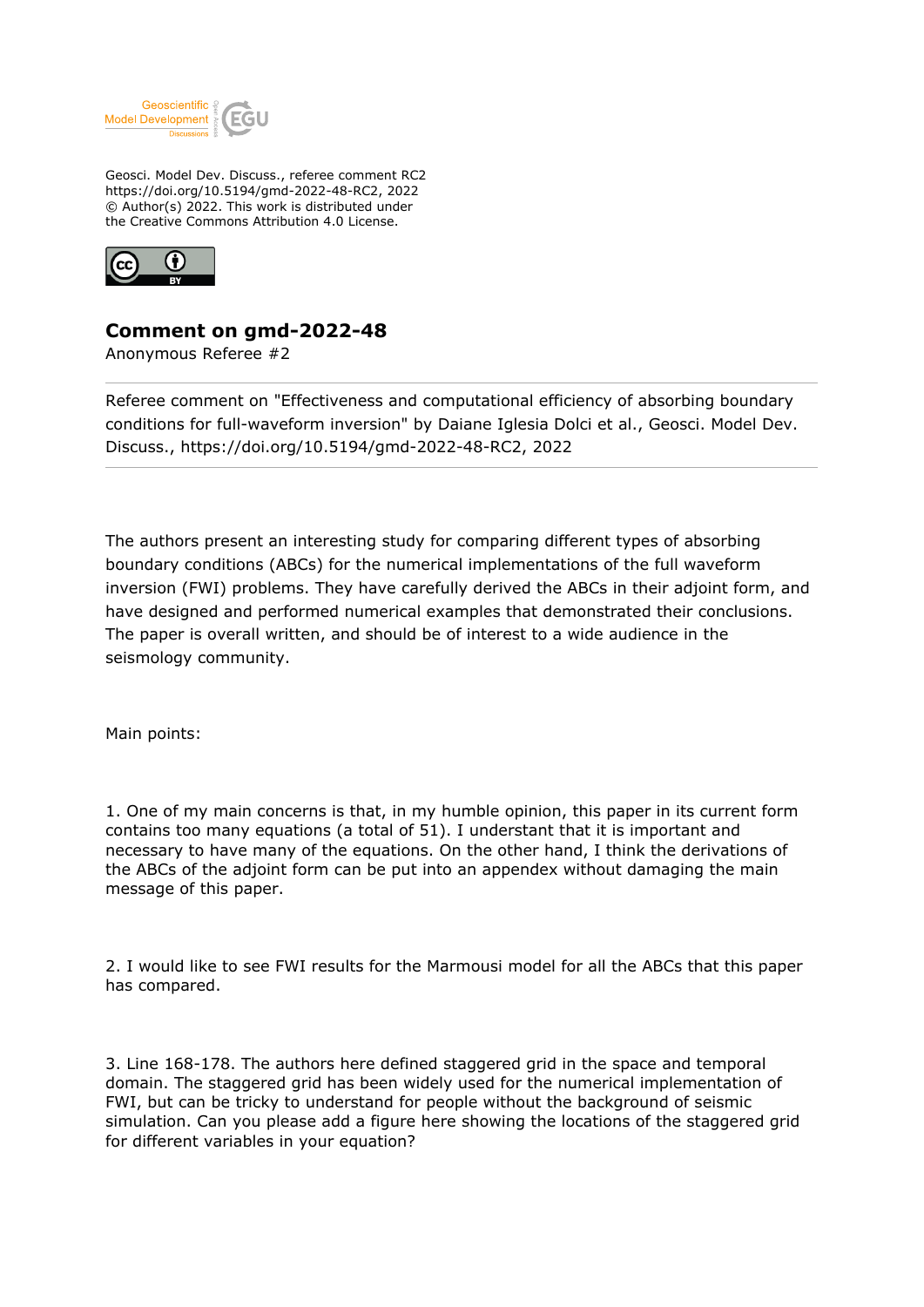Geosci. Model Dev. Discuss., referee comment RC2
https://doi.org/10.5194/gmd-2022-48-RC2, 2022
© Author(s) 2022. This work is distributed under
the Creative Commons Attribution 4.0 License.

# Comment on gmd-2022-48

Anonymous Referee #2

---

Referee comment on "Effectiveness and computational efficiency of absorbing boundary conditions for full-waveform inversion" by Daiane Iglesia Dolci et al., Geosci. Model Dev. Discuss., https://doi.org/10.5194/gmd-2022-48-RC2, 2022

---

The authors present an interesting study for comparing different types of absorbing boundary conditions (ABCs) for the numerical implementations of the full waveform inversion (FWI) problems. They have carefully derived the ABCs in their adjoint form, and have designed and performed numerical examples that demonstrated their conclusions. The paper is overall written, and should be of interest to a wide audience in the seismology community.

Main points:

1. One of my main concerns is that, in my humble opinion, this paper in its current form contains too many equations (a total of 51). I understand that it is important and necessary to have many of the equations. On the other hand, I think the derivations of the ABCs of the adjoint form can be put into an appendex without damaging the main message of this paper.

2. I would like to see FWI results for the Marmousi model for all the ABCs that this paper has compared.

3. Line 168-178. The authors here defined staggered grid in the space and temporal domain. The staggered grid has been widely used for the numerical implementation of FWI, but can be tricky to understand for people without the background of seismic simulation. Can you please add a figure here showing the locations of the staggered grid for different variables in your equation?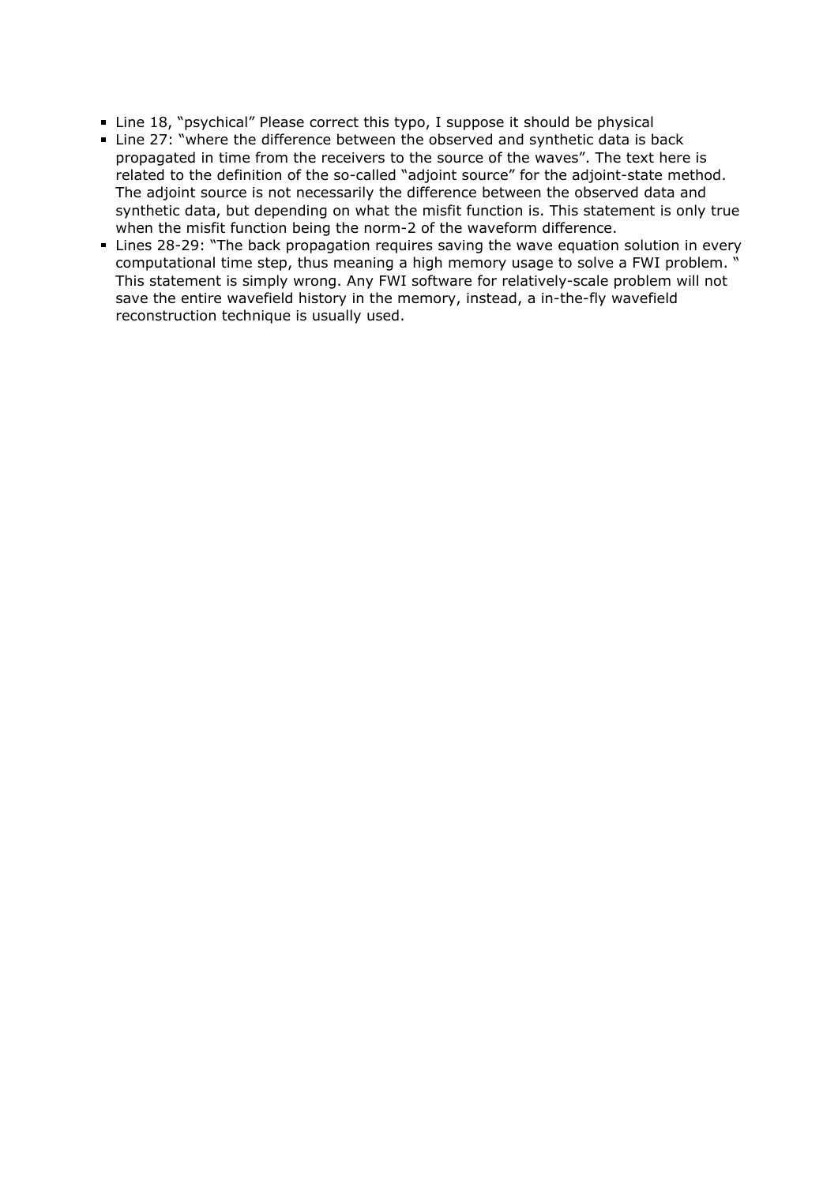- Line 18, “psychical” Please correct this typo, I suppose it should be physical
- Line 27: “where the difference between the observed and synthetic data is back propagated in time from the receivers to the source of the waves”. The text here is related to the definition of the so-called “adjoint source” for the adjoint-state method. The adjoint source is not necessarily the difference between the observed data and synthetic data, but depending on what the misfit function is. This statement is only true when the misfit function being the norm-2 of the waveform difference.
- Lines 28-29: “The back propagation requires saving the wave equation solution in every computational time step, thus meaning a high memory usage to solve a FWI problem. “ This statement is simply wrong. Any FWI software for relatively-scale problem will not save the entire wavefield history in the memory, instead, a in-the-fly wavefield reconstruction technique is usually used.